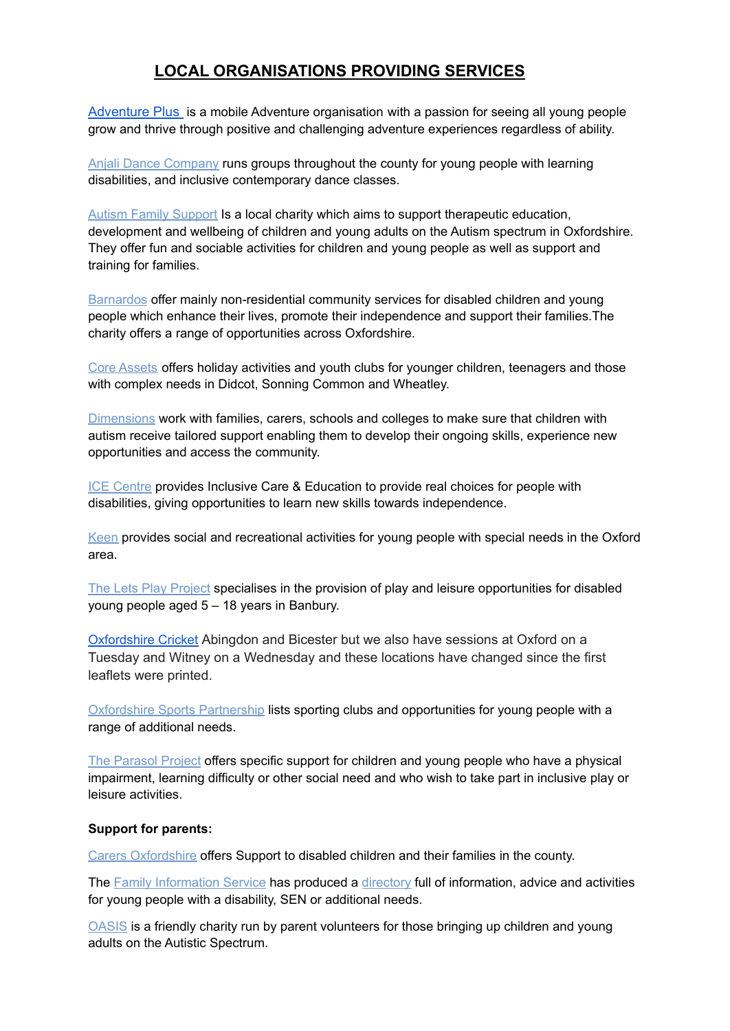# LOCAL ORGANISATIONS PROVIDING SERVICES

Adventure Plus is a mobile Adventure organisation with a passion for seeing all young people grow and thrive through positive and challenging adventure experiences regardless of ability.

Anjali Dance Company runs groups throughout the county for young people with learning disabilities, and inclusive contemporary dance classes.

Autism Family Support Is a local charity which aims to support therapeutic education, development and wellbeing of children and young adults on the Autism spectrum in Oxfordshire. They offer fun and sociable activities for children and young people as well as support and training for families.

Barnardos offer mainly non-residential community services for disabled children and young people which enhance their lives, promote their independence and support their families.The charity offers a range of opportunities across Oxfordshire.

Core Assets offers holiday activities and youth clubs for younger children, teenagers and those with complex needs in Didcot, Sonning Common and Wheatley.

Dimensions work with families, carers, schools and colleges to make sure that children with autism receive tailored support enabling them to develop their ongoing skills, experience new opportunities and access the community.

ICE Centre provides Inclusive Care & Education to provide real choices for people with disabilities, giving opportunities to learn new skills towards independence.

Keen provides social and recreational activities for young people with special needs in the Oxford area.

The Lets Play Project specialises in the provision of play and leisure opportunities for disabled young people aged 5 – 18 years in Banbury.

Oxfordshire Cricket Abingdon and Bicester but we also have sessions at Oxford on a Tuesday and Witney on a Wednesday and these locations have changed since the first leaflets were printed.

Oxfordshire Sports Partnership lists sporting clubs and opportunities for young people with a range of additional needs.

The Parasol Project offers specific support for children and young people who have a physical impairment, learning difficulty or other social need and who wish to take part in inclusive play or leisure activities.

**Support for parents:**

Carers Oxfordshire offers Support to disabled children and their families in the county.

The Family Information Service has produced a directory full of information, advice and activities for young people with a disability, SEN or additional needs.

OASIS is a friendly charity run by parent volunteers for those bringing up children and young adults on the Autistic Spectrum.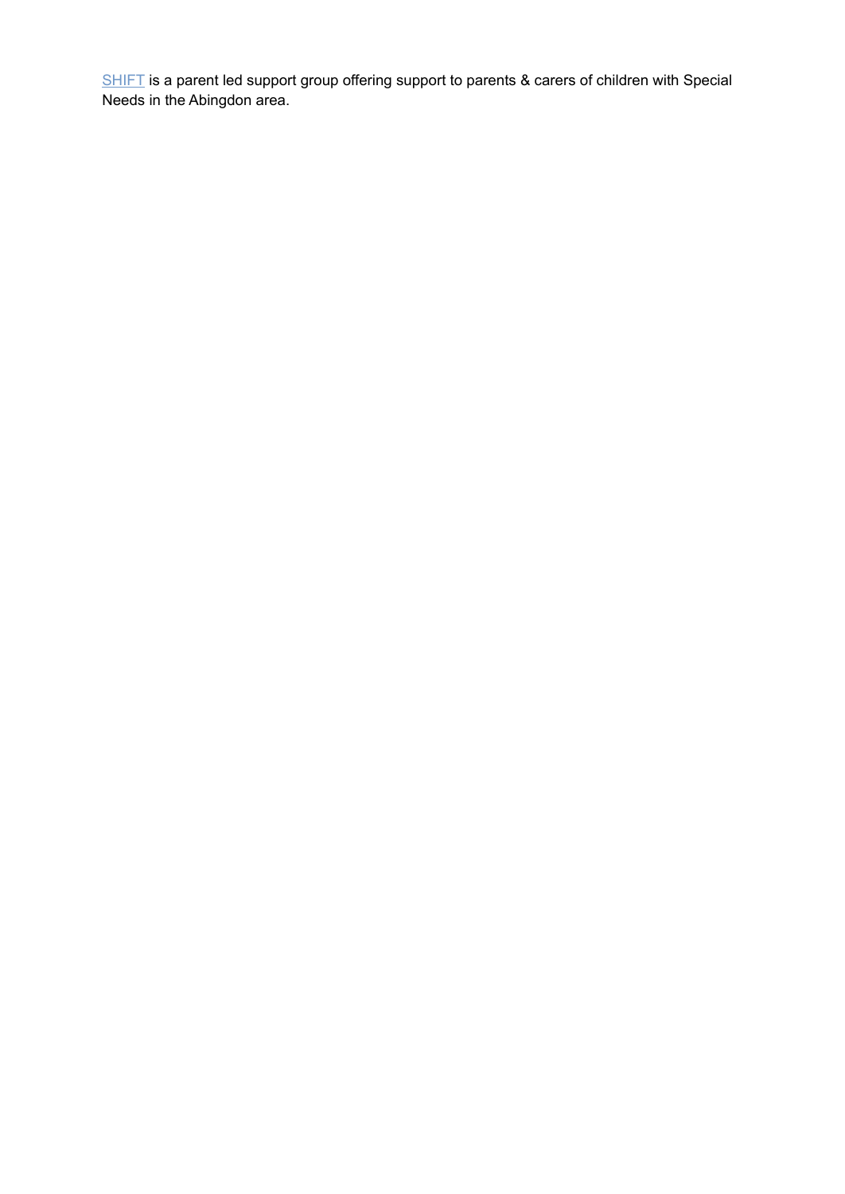SHIFT is a parent led support group offering support to parents & carers of children with Special Needs in the Abingdon area.